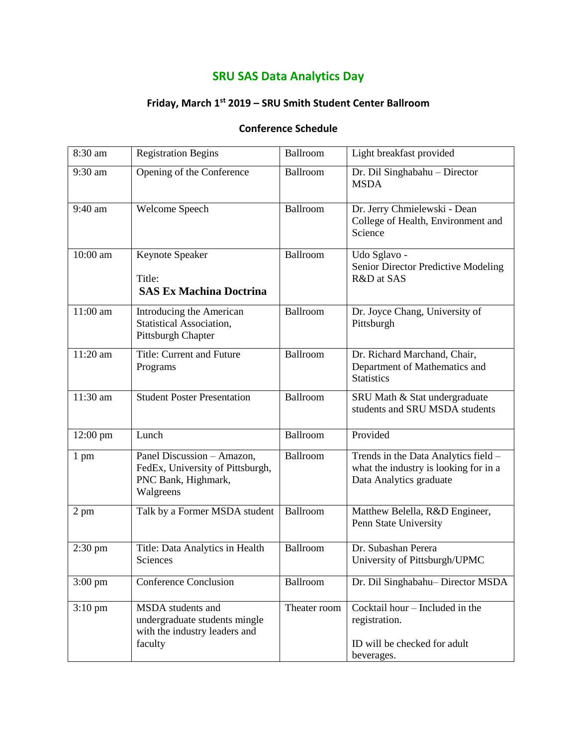# SRU SAS Data Analytics Day

## Friday, March 1st 2019 – SRU Smith Student Center Ballroom

### Conference Schedule

| | | | |
|---|---|---|---|
| 8:30 am | Registration Begins | Ballroom | Light breakfast provided |
| 9:30 am | Opening of the Conference | Ballroom | Dr. Dil Singhabahu – Director MSDA |
| 9:40 am | Welcome Speech | Ballroom | Dr. Jerry Chmielewski - Dean College of Health, Environment and Science |
| 10:00 am | Keynote Speaker<br>Title:<br>**SAS Ex Machina Doctrina** | Ballroom | Udo Sglavo -<br>Senior Director Predictive Modeling R&D at SAS |
| 11:00 am | Introducing the American Statistical Association, Pittsburgh Chapter | Ballroom | Dr. Joyce Chang, University of Pittsburgh |
| 11:20 am | Title: Current and Future Programs | Ballroom | Dr. Richard Marchand, Chair, Department of Mathematics and Statistics |
| 11:30 am | Student Poster Presentation | Ballroom | SRU Math & Stat undergraduate students and SRU MSDA students |
| 12:00 pm | Lunch | Ballroom | Provided |
| 1 pm | Panel Discussion – Amazon, FedEx, University of Pittsburgh, PNC Bank, Highmark, Walgreens | Ballroom | Trends in the Data Analytics field – what the industry is looking for in a Data Analytics graduate |
| 2 pm | Talk by a Former MSDA student | Ballroom | Matthew Belella, R&D Engineer, Penn State University |
| 2:30 pm | Title: Data Analytics in Health Sciences | Ballroom | Dr. Subashan Perera<br>University of Pittsburgh/UPMC |
| 3:00 pm | Conference Conclusion | Ballroom | Dr. Dil Singhabahu– Director MSDA |
| 3:10 pm | MSDA students and undergraduate students mingle with the industry leaders and faculty | Theater room | Cocktail hour – Included in the registration.<br><br>ID will be checked for adult beverages. |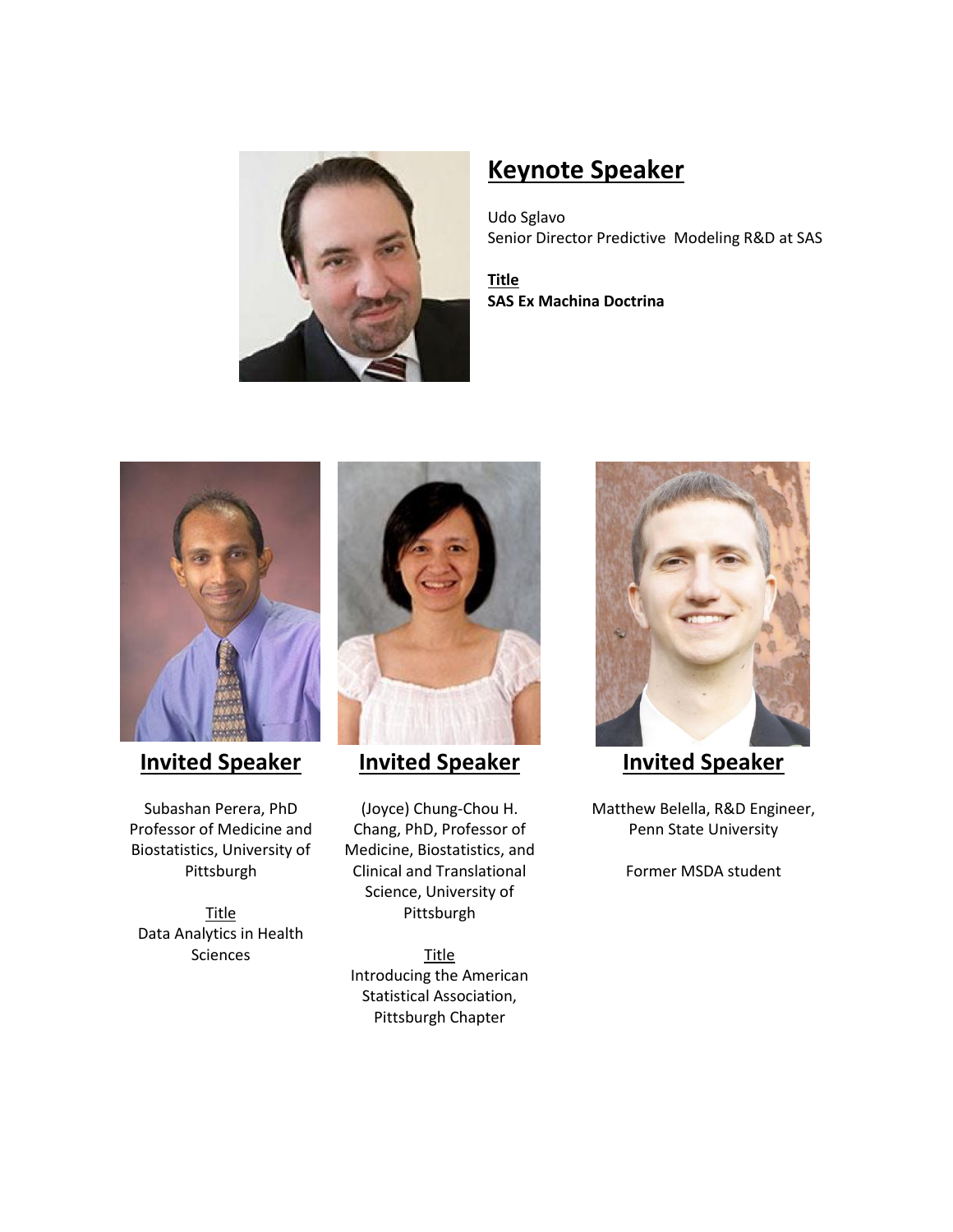## Keynote Speaker

Udo Sglavo
Senior Director Predictive Modeling R&D at SAS

**Title**
**SAS Ex Machina Doctrina**

## Invited Speaker

Subashan Perera, PhD
Professor of Medicine and Biostatistics, University of Pittsburgh

Title
Data Analytics in Health Sciences

## Invited Speaker

(Joyce) Chung-Chou H. Chang, PhD, Professor of Medicine, Biostatistics, and Clinical and Translational Science, University of Pittsburgh

Title
Introducing the American Statistical Association, Pittsburgh Chapter

## Invited Speaker

Matthew Belella, R&D Engineer, Penn State University

Former MSDA student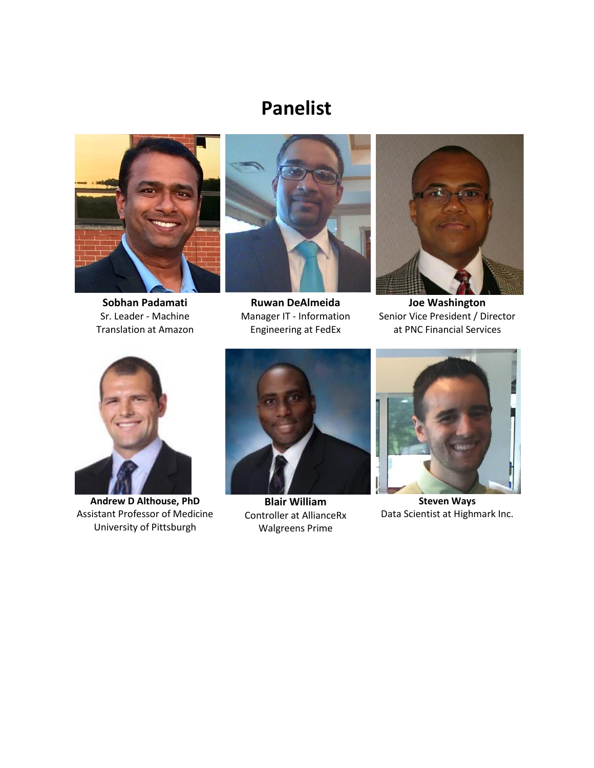# Panelist

**Sobhan Padamati**
Sr. Leader - Machine Translation at Amazon

**Ruwan DeAlmeida**
Manager IT - Information Engineering at FedEx

**Joe Washington**
Senior Vice President / Director at PNC Financial Services

**Andrew D Althouse, PhD**
Assistant Professor of Medicine
University of Pittsburgh

**Blair William**
Controller at AllianceRx Walgreens Prime

**Steven Ways**
Data Scientist at Highmark Inc.